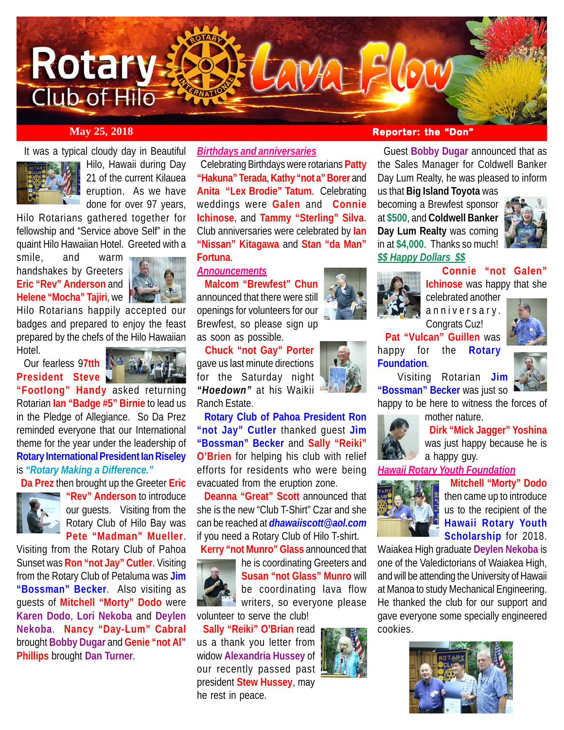# Rotary Club of Hilo Lava Flow

**May 25, 2018** **Reporter: the "Don"**

It was a typical cloudy day in Beautiful Hilo, Hawaii during Day 21 of the current Kilauea eruption. As we have done for over 97 years, Hilo Rotarians gathered together for fellowship and "Service above Self" in the quaint Hilo Hawaiian Hotel. Greeted with a smile, and warm handshakes by Greeters **Eric "Rev" Anderson** and **Helene "Mocha" Tajiri**, we Hilo Rotarians happily accepted our badges and prepared to enjoy the feast prepared by the chefs of the Hilo Hawaiian Hotel.

Our fearless 97tth **President Steve "Footlong" Handy** asked returning Rotarian **Ian "Badge #5" Birnie** to lead us in the Pledge of Allegiance. So Da Prez reminded everyone that our International theme for the year under the leadership of **Rotary International President Ian Riseley** is ***"Rotary Making a Difference."***

**Da Prez** then brought up the Greeter **Eric "Rev" Anderson** to introduce our guests. Visiting from the Rotary Club of Hilo Bay was **Pete "Madman" Mueller**. Visiting from the Rotary Club of Pahoa Sunset was **Ron "not Jay" Cutler**. Visiting from the Rotary Club of Petaluma was **Jim "Bossman" Becker**. Also visiting as guests of **Mitchell "Morty" Dodo** were **Karen Dodo**, **Lori Nekoba** and **Deylen Nekoba**. **Nancy "Day-Lum" Cabral** brought **Bobby Dugar** and **Genie "not Al" Phillips** brought **Dan Turner**.

## *Birthdays and anniversaries*

Celebrating Birthdays were rotarians **Patty "Hakuna" Terada**, **Kathy "not a" Borer** and **Anita "Lex Brodie" Tatum**. Celebrating weddings were **Galen** and **Connie Ichinose**, and **Tammy "Sterling" Silva**. Club anniversaries were celebrated by **Ian "Nissan" Kitagawa** and **Stan "da Man" Fortuna**.

## *Announcements*

**Malcom "Brewfest" Chun** announced that there were still openings for volunteers for our Brewfest, so please sign up as soon as possible.

**Chuck "not Gay" Porter** gave us last minute directions for the Saturday night ***"Hoedown"*** at his Waikii Ranch Estate.

**Rotary Club of Pahoa President Ron "not Jay" Cutler** thanked guest **Jim "Bossman" Becker** and **Sally "Reiki" O'Brien** for helping his club with relief efforts for residents who were being evacuated from the eruption zone.

**Deanna "Great" Scott** announced that she is the new "Club T-Shirt" Czar and she can be reached at ***dhawaiiscott@aol.com*** if you need a Rotary Club of Hilo T-shirt.

**Kerry "not Munro" Glass** announced that he is coordinating Greeters and **Susan "not Glass" Munro** will be coordinating lava flow writers, so everyone please volunteer to serve the club!

**Sally "Reiki" O'Brian** read us a thank you letter from widow **Alexandria Hussey** of our recently passed past president **Stew Hussey**, may he rest in peace.

Guest **Bobby Dugar** announced that as the Sales Manager for Coldwell Banker Day Lum Realty, he was pleased to inform us that **Big Island Toyota** was becoming a Brewfest sponsor at **$500**, and **Coldwell Banker Day Lum Realty** was coming in at **$4,000**. Thanks so much!

## *$$ Happy Dollars $$*

**Connie "not Galen" Ichinose** was happy that she celebrated another anniversary. Congrats Cuz!

**Pat "Vulcan" Guillen** was happy for the **Rotary Foundation**.

Visiting Rotarian **Jim "Bossman" Becker** was just so happy to be here to witness the forces of mother nature.

**Dirk "Mick Jagger" Yoshina** was just happy because he is a happy guy.

## *Hawaii Rotary Youth Foundation*

**Mitchell "Morty" Dodo** then came up to introduce us to the recipient of the **Hawaii Rotary Youth Scholarship** for 2018. Waiakea High graduate **Deylen Nekoba** is one of the Valedictorians of Waiakea High, and will be attending the University of Hawaii at Manoa to study Mechanical Engineering. He thanked the club for our support and gave everyone some specially engineered cookies.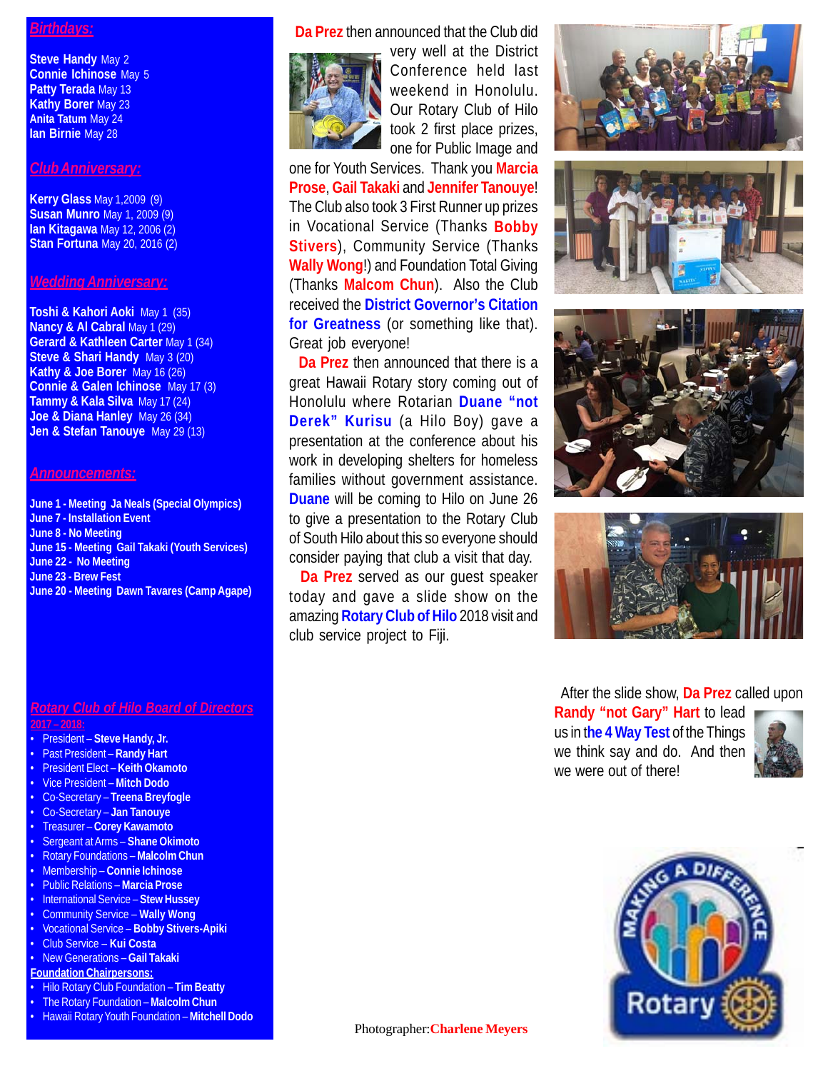## Birthdays:

**Steve Handy** May 2
**Connie Ichinose** May 5
**Patty Terada** May 13
**Kathy Borer** May 23
**Anita Tatum** May 24
**Ian Birnie** May 28

## Club Anniversary:

**Kerry Glass** May 1,2009 (9)
**Susan Munro** May 1, 2009 (9)
**Ian Kitagawa** May 12, 2006 (2)
**Stan Fortuna** May 20, 2016 (2)

## Wedding Anniversary:

**Toshi & Kahori Aoki** May 1 (35)
**Nancy & Al Cabral** May 1 (29)
**Gerard & Kathleen Carter** May 1 (34)
**Steve & Shari Handy** May 3 (20)
**Kathy & Joe Borer** May 16 (26)
**Connie & Galen Ichinose** May 17 (3)
**Tammy & Kala Silva** May 17 (24)
**Joe & Diana Hanley** May 26 (34)
**Jen & Stefan Tanouye** May 29 (13)

## Announcements:

**June 1 - Meeting Ja Neals (Special Olympics)**
**June 7 - Installation Event**
**June 8 - No Meeting**
**June 15 - Meeting Gail Takaki (Youth Services)**
**June 22 - No Meeting**
**June 23 - Brew Fest**
**June 20 - Meeting Dawn Tavares (Camp Agape)**

## Rotary Club of Hilo Board of Directors

**2017 – 2018:**

- President – **Steve Handy, Jr.**
- Past President – **Randy Hart**
- President Elect – **Keith Okamoto**
- Vice President – **Mitch Dodo**
- Co-Secretary – **Treena Breyfogle**
- Co-Secretary – **Jan Tanouye**
- Treasurer – **Corey Kawamoto**
- Sergeant at Arms – **Shane Okimoto**
- Rotary Foundations – **Malcolm Chun**
- Membership – **Connie Ichinose**
- Public Relations – **Marcia Prose**
- International Service – **Stew Hussey**
- Community Service – **Wally Wong**
- Vocational Service – **Bobby Stivers-Apiki**
- Club Service – **Kui Costa**
- New Generations – **Gail Takaki**

**Foundation Chairpersons:**

- Hilo Rotary Club Foundation – **Tim Beatty**
- The Rotary Foundation – **Malcolm Chun**
- Hawaii Rotary Youth Foundation – **Mitchell Dodo**

**Da Prez** then announced that the Club did very well at the District Conference held last weekend in Honolulu. Our Rotary Club of Hilo took 2 first place prizes, one for Public Image and one for Youth Services. Thank you **Marcia Prose**, **Gail Takaki** and **Jennifer Tanouye**! The Club also took 3 First Runner up prizes in Vocational Service (Thanks **Bobby Stivers**), Community Service (Thanks **Wally Wong**!) and Foundation Total Giving (Thanks **Malcom Chun**). Also the Club received the **District Governor's Citation for Greatness** (or something like that). Great job everyone!

**Da Prez** then announced that there is a great Hawaii Rotary story coming out of Honolulu where Rotarian **Duane "not Derek" Kurisu** (a Hilo Boy) gave a presentation at the conference about his work in developing shelters for homeless families without government assistance. **Duane** will be coming to Hilo on June 26 to give a presentation to the Rotary Club of South Hilo about this so everyone should consider paying that club a visit that day.

**Da Prez** served as our guest speaker today and gave a slide show on the amazing **Rotary Club of Hilo** 2018 visit and club service project to Fiji.

After the slide show, **Da Prez** called upon **Randy "not Gary" Hart** to lead us in **the 4 Way Test** of the Things we think say and do. And then we were out of there!

Photographer: **Charlene Meyers**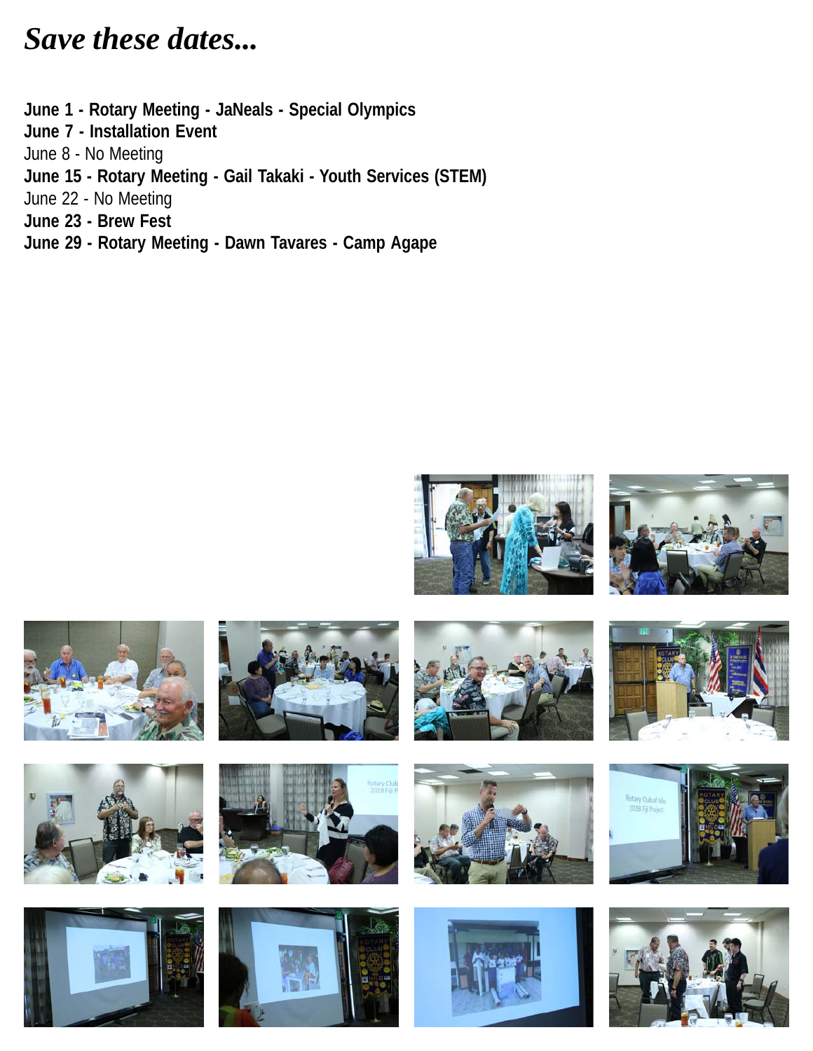# *Save these dates...*

**June 1 - Rotary Meeting - JaNeals - Special Olympics**
**June 7 - Installation Event**
June 8 - No Meeting
**June 15 - Rotary Meeting - Gail Takaki - Youth Services (STEM)**
June 22 - No Meeting
**June 23 - Brew Fest**
**June 29 - Rotary Meeting - Dawn Tavares - Camp Agape**